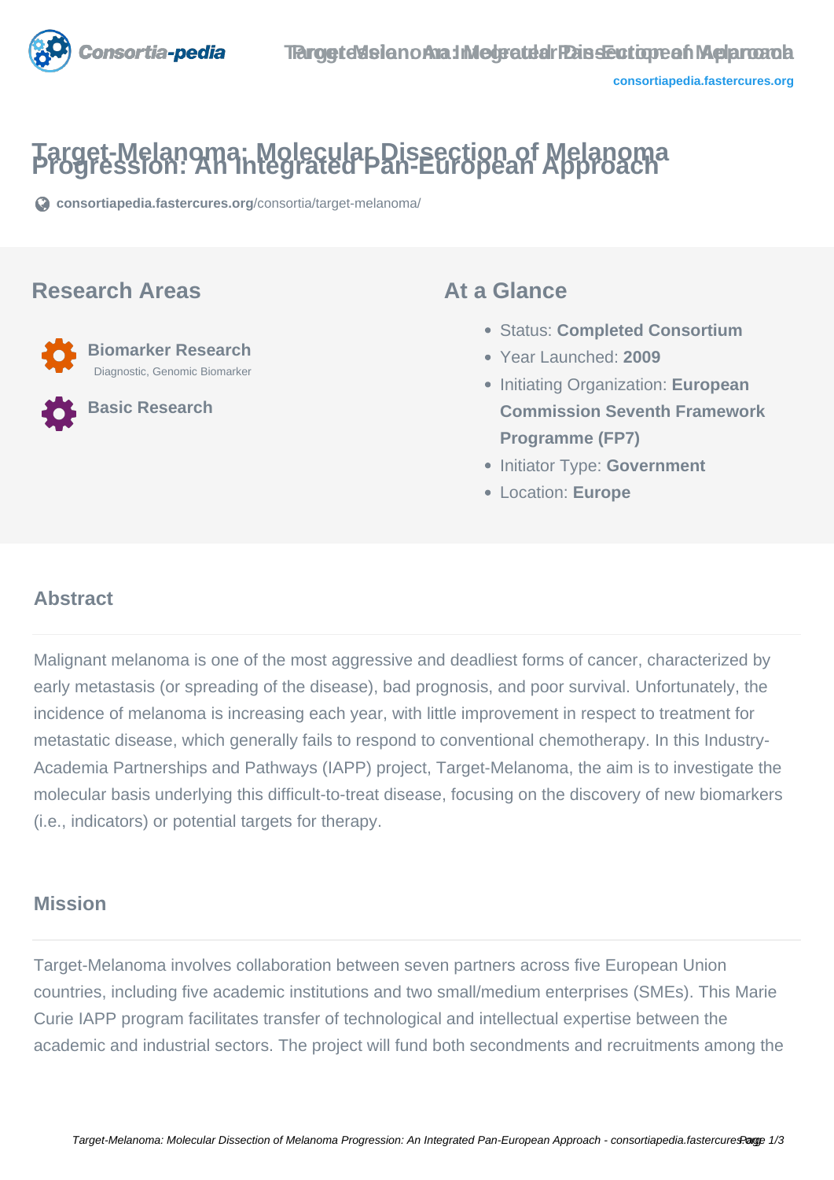# Target-Melanoma: Molecular Dissection of Melanoma Progression: An Integrated Pan-European Approach

consortiapedia.fastercures.org/consortia/target-melanoma/

## Research Areas

**Biomarker Research**
Diagnostic, Genomic Biomarker

**Basic Research**

## At a Glance

- Status: **Completed Consortium**
- Year Launched: **2009**
- Initiating Organization: **European Commission Seventh Framework Programme (FP7)**
- Initiator Type: **Government**
- Location: **Europe**

## Abstract

Malignant melanoma is one of the most aggressive and deadliest forms of cancer, characterized by early metastasis (or spreading of the disease), bad prognosis, and poor survival. Unfortunately, the incidence of melanoma is increasing each year, with little improvement in respect to treatment for metastatic disease, which generally fails to respond to conventional chemotherapy. In this Industry-Academia Partnerships and Pathways (IAPP) project, Target-Melanoma, the aim is to investigate the molecular basis underlying this difficult-to-treat disease, focusing on the discovery of new biomarkers (i.e., indicators) or potential targets for therapy.

## Mission

Target-Melanoma involves collaboration between seven partners across five European Union countries, including five academic institutions and two small/medium enterprises (SMEs). This Marie Curie IAPP program facilitates transfer of technological and intellectual expertise between the academic and industrial sectors. The project will fund both secondments and recruitments among the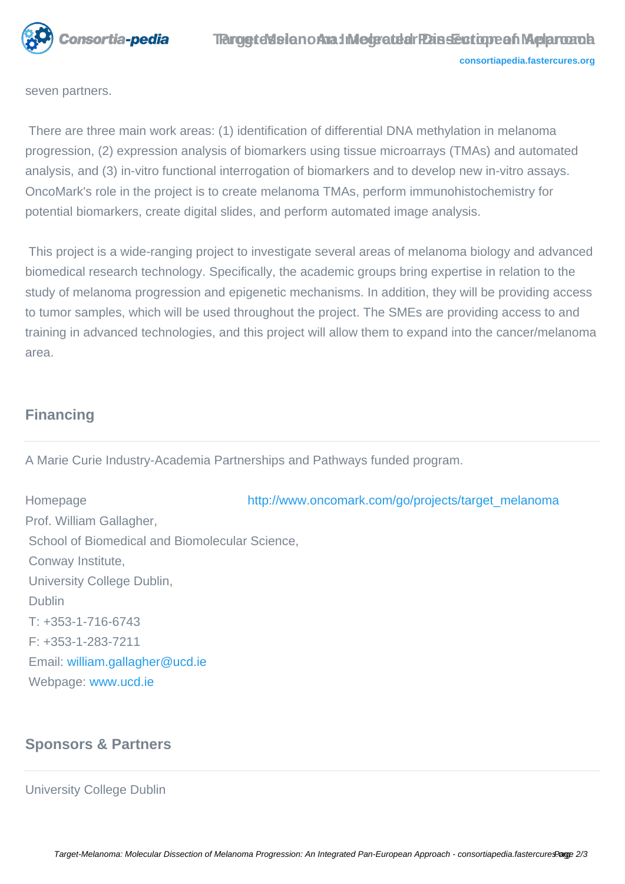seven partners.

There are three main work areas: (1) identification of differential DNA methylation in melanoma progression, (2) expression analysis of biomarkers using tissue microarrays (TMAs) and automated analysis, and (3) in-vitro functional interrogation of biomarkers and to develop new in-vitro assays. OncoMark's role in the project is to create melanoma TMAs, perform immunohistochemistry for potential biomarkers, create digital slides, and perform automated image analysis.

This project is a wide-ranging project to investigate several areas of melanoma biology and advanced biomedical research technology. Specifically, the academic groups bring expertise in relation to the study of melanoma progression and epigenetic mechanisms. In addition, they will be providing access to tumor samples, which will be used throughout the project. The SMEs are providing access to and training in advanced technologies, and this project will allow them to expand into the cancer/melanoma area.

## Financing

A Marie Curie Industry-Academia Partnerships and Pathways funded program.

Homepage http://www.oncomark.com/go/projects/target_melanoma

Prof. William Gallagher,
School of Biomedical and Biomolecular Science,
Conway Institute,
University College Dublin,
Dublin
T: +353-1-716-6743
F: +353-1-283-7211
Email: william.gallagher@ucd.ie
Webpage: www.ucd.ie

## Sponsors & Partners

University College Dublin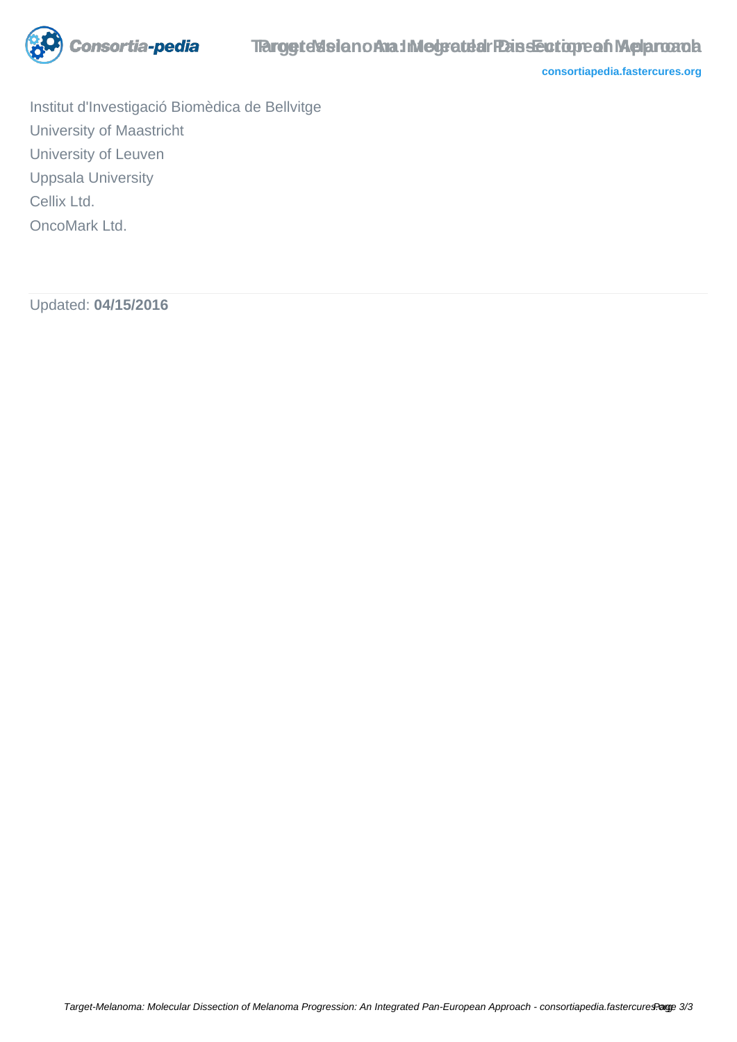Institut d'Investigació Biomèdica de Bellvitge
University of Maastricht
University of Leuven
Uppsala University
Cellix Ltd.
OncoMark Ltd.

Updated: **04/15/2016**